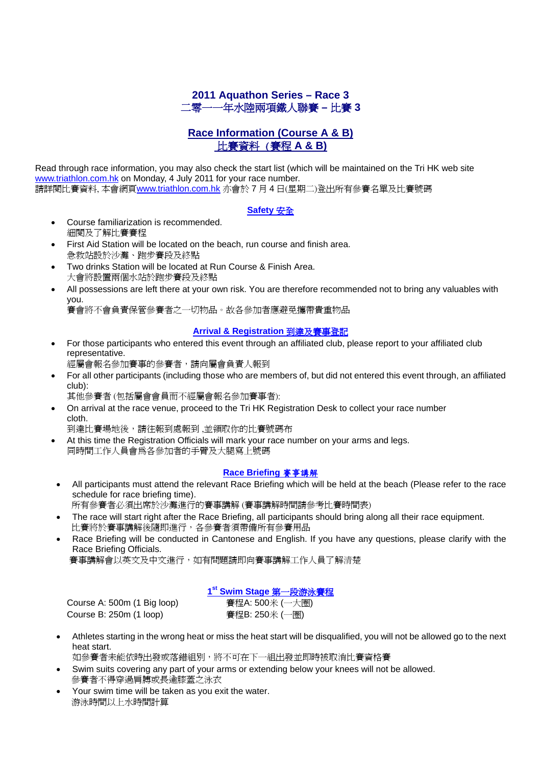# 2011 Aquathon Series – Race 3
# 二零一一年水陸兩項鐵人聯賽 – 比賽 3

## Race Information (Course A & B)
## 比賽資料（賽程 A & B)

Read through race information, you may also check the start list (which will be maintained on the Tri HK web site www.triathlon.com.hk on Monday, 4 July 2011 for your race number.
請詳閱比賽資料, 本會網頁www.triathlon.com.hk 亦會於 7 月 4 日(星期二)登出所有參賽名單及比賽號碼

### Safety 安全

- Course familiarization is recommended.
  細閱及了解比賽賽程
- First Aid Station will be located on the beach, run course and finish area.
  急救站設於沙灘、跑步賽段及終點
- Two drinks Station will be located at Run Course & Finish Area.
  大會將設置兩個水站於跑步賽段及終點
- All possessions are left there at your own risk. You are therefore recommended not to bring any valuables with you.
  賽會將不會負責保管參賽者之一切物品。故各參加者應避免攜帶貴重物品

### Arrival & Registration 到達及賽事登記

- For those participants who entered this event through an affiliated club, please report to your affiliated club representative.
  經屬會報名參加賽事的參賽者，請向屬會負責人報到
- For all other participants (including those who are members of, but did not entered this event through, an affiliated club):
  其他參賽者 (包括屬會會員而不經屬會報名參加賽事者):
- On arrival at the race venue, proceed to the Tri HK Registration Desk to collect your race number cloth.
  到達比賽場地後，請往報到處報到 ,並領取你的比賽號碼布
- At this time the Registration Officials will mark your race number on your arms and legs.
  同時間工作人員會爲各參加者的手臂及大腿寫上號碼

### Race Briefing 賽事講解

- All participants must attend the relevant Race Briefing which will be held at the beach (Please refer to the race schedule for race briefing time).
  所有參賽者必須出席於沙灘進行的賽事講解 (賽事講解時間請參考比賽時間表)
- The race will start right after the Race Briefing, all participants should bring along all their race equipment.
  比賽將於賽事講解後隨即進行，各參賽者須帶備所有參賽用品
- Race Briefing will be conducted in Cantonese and English. If you have any questions, please clarify with the Race Briefing Officials.
  賽事講解會以英文及中文進行，如有問題請即向賽事講解工作人員了解清楚

### 1st Swim Stage 第一段游泳賽程

Course A: 500m (1 Big loop) 賽程A: 500米 (一大圈)
Course B: 250m (1 loop) 賽程B: 250米 (一圈)

- Athletes starting in the wrong heat or miss the heat start will be disqualified, you will not be allowed go to the next heat start.
  如參賽者未能依時出發或落錯組別，將不可在下一組出發並即時被取消比賽資格賽
- Swim suits covering any part of your arms or extending below your knees will not be allowed.
  參賽者不得穿過肩膊或長逾膝蓋之泳衣
- Your swim time will be taken as you exit the water.
  游泳時間以上水時間計算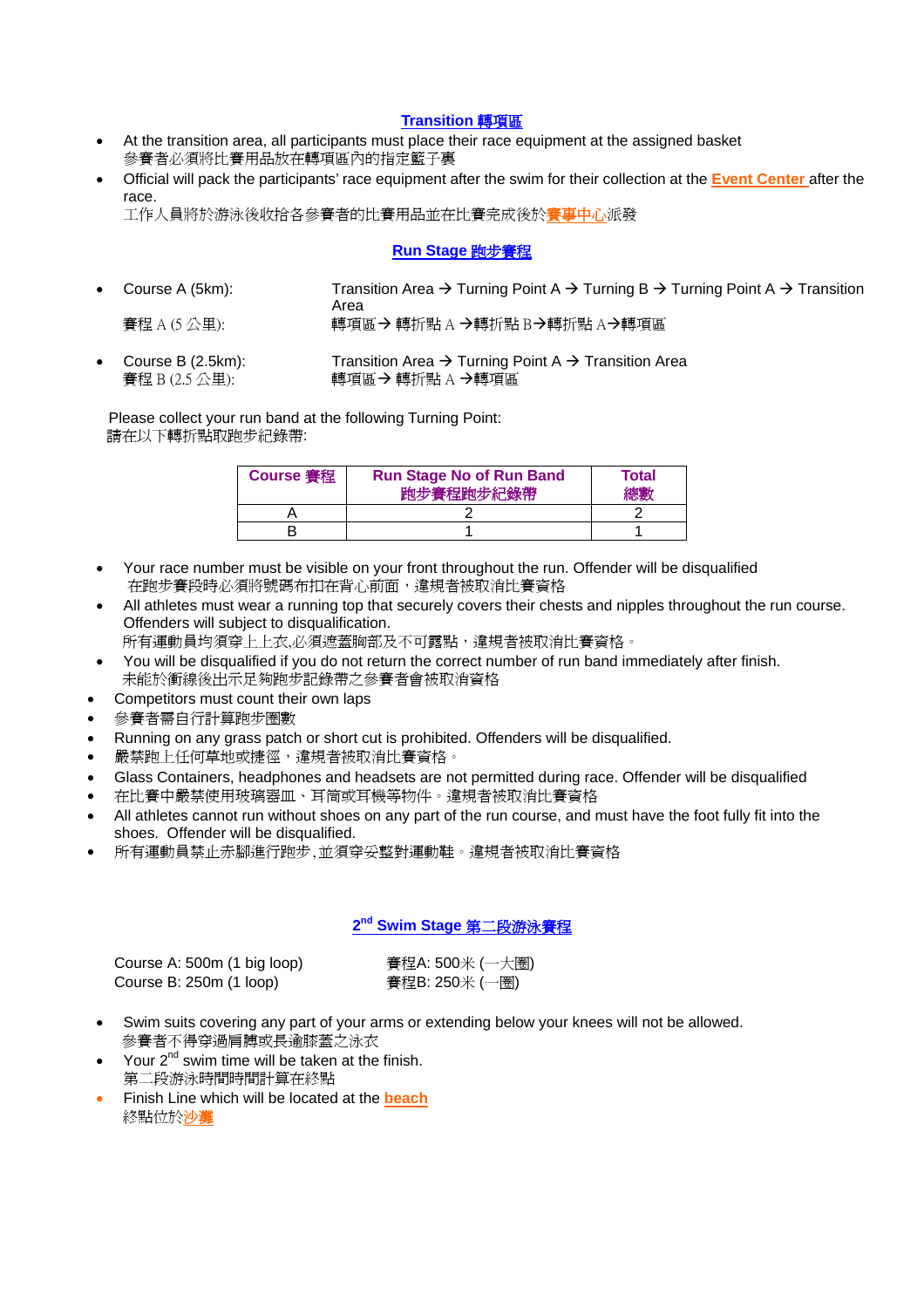## Transition 轉項區

- At the transition area, all participants must place their race equipment at the assigned basket
  參賽者必須將比賽用品放在轉項區內的指定籃子裏
- Official will pack the participants' race equipment after the swim for their collection at the **Event Center** after the race.
  工作人員將於游泳後收拾各參賽者的比賽用品並在比賽完成後於**賽事中心**派發

## Run Stage 跑步賽程

- Course A (5km): Transition Area → Turning Point A → Turning B → Turning Point A → Transition Area
  賽程 A (5 公里): 轉項區→ 轉折點 A →轉折點 B→轉折點 A→轉項區
- Course B (2.5km): Transition Area → Turning Point A → Transition Area
  賽程 B (2.5 公里): 轉項區→ 轉折點 A →轉項區

Please collect your run band at the following Turning Point:
請在以下轉折點取跑步紀錄帶:

| Course 賽程 | Run Stage No of Run Band 跑步賽程跑步紀錄帶 | Total 總數 |
|---|---|---|
| A | 2 | 2 |
| B | 1 | 1 |

- Your race number must be visible on your front throughout the run. Offender will be disqualified
  在跑步賽段時必須將號碼布扣在背心前面，違規者被取消比賽資格
- All athletes must wear a running top that securely covers their chests and nipples throughout the run course. Offenders will subject to disqualification.
  所有運動員均須穿上上衣,必須遮蓋胸部及不可露點，違規者被取消比賽資格。
- You will be disqualified if you do not return the correct number of run band immediately after finish.
  未能於衝線後出示足夠跑步記錄帶之參賽者會被取消資格
- Competitors must count their own laps
- 參賽者需自行計算跑步圈數
- Running on any grass patch or short cut is prohibited. Offenders will be disqualified.
- 嚴禁跑上任何草地或捷徑，違規者被取消比賽資格。
- Glass Containers, headphones and headsets are not permitted during race. Offender will be disqualified
- 在比賽中嚴禁使用玻璃器皿、耳筒或耳機等物件。違規者被取消比賽資格
- All athletes cannot run without shoes on any part of the run course, and must have the foot fully fit into the shoes. Offender will be disqualified.
- 所有運動員禁止赤腳進行跑步,並須穿妥整對運動鞋。違規者被取消比賽資格

## 2nd Swim Stage 第二段游泳賽程

Course A: 500m (1 big loop) 賽程A: 500米 (一大圈)
Course B: 250m (1 loop) 賽程B: 250米 (一圈)

- Swim suits covering any part of your arms or extending below your knees will not be allowed.
  參賽者不得穿過肩膊或長逾膝蓋之泳衣
- Your 2nd swim time will be taken at the finish.
  第二段游泳時間時間計算在終點
- Finish Line which will be located at the **beach**
  終點位於**沙灘**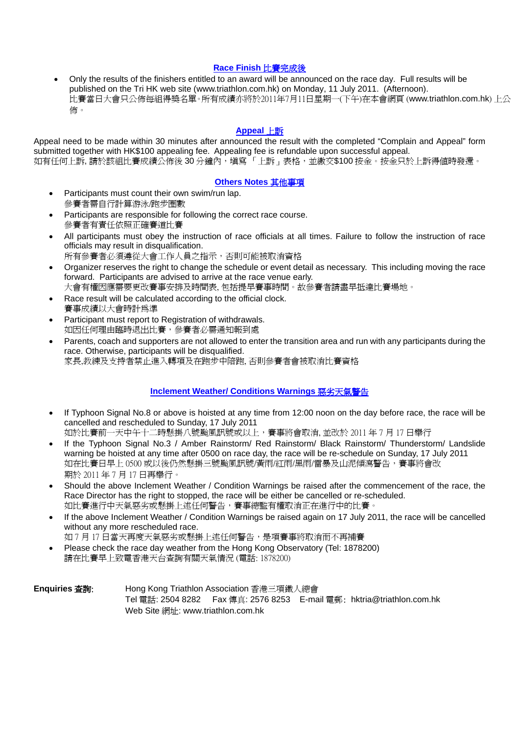## Race Finish 比賽完成後

- Only the results of the finishers entitled to an award will be announced on the race day. Full results will be published on the Tri HK web site (www.triathlon.com.hk) on Monday, 11 July 2011. (Afternoon).
  比賽當日大會只公佈每組得獎名單。所有成績亦將於2011年7月11日星期一(下午)在本會網頁 (www.triathlon.com.hk) 上公佈。

## Appeal 上訴

Appeal need to be made within 30 minutes after announced the result with the completed "Complain and Appeal" form submitted together with HK$100 appealing fee. Appealing fee is refundable upon successful appeal.
如有任何上訴, 請於該組比賽成績公佈後 30 分鐘內，填寫 「上訴」表格，並繳交$100 按金。按金只於上訴得值時發還。

## Others Notes 其他事項

- Participants must count their own swim/run lap.
  參賽者需自行計算游泳/跑步圈數
- Participants are responsible for following the correct race course.
  參賽者有責任依照正確賽道比賽
- All participants must obey the instruction of race officials at all times. Failure to follow the instruction of race officials may result in disqualification.
  所有參賽者必須遵從大會工作人員之指示，否則可能被取消資格
- Organizer reserves the right to change the schedule or event detail as necessary. This including moving the race forward. Participants are advised to arrive at the race venue early.
  大會有權因應需要更改賽事安排及時間表, 包括提早賽事時間。故參賽者請盡早抵達比賽場地。
- Race result will be calculated according to the official clock.
  賽事成績以大會時計爲準
- Participant must report to Registration of withdrawals.
  如因任何理由臨時退出比賽，參賽者必需通知報到處
- Parents, coach and supporters are not allowed to enter the transition area and run with any participants during the race. Otherwise, participants will be disqualified.
  家長,教練及支持者禁止進入轉項及在跑步中陪跑, 否則參賽者會被取消比賽資格

## Inclement Weather/ Conditions Warnings 惡劣天氣警告

- If Typhoon Signal No.8 or above is hoisted at any time from 12:00 noon on the day before race, the race will be cancelled and rescheduled to Sunday, 17 July 2011
  如於比賽前一天中午十二時懸掛八號颱風訊號或以上，賽事將會取消, 並改於 2011 年 7 月 17 日舉行
- If the Typhoon Signal No.3 / Amber Rainstorm/ Red Rainstorm/ Black Rainstorm/ Thunderstorm/ Landslide warning be hoisted at any time after 0500 on race day, the race will be re-schedule on Sunday, 17 July 2011
  如在比賽日早上 0500 或以後仍然懸掛三號颱風訊號/黃雨/紅雨/黑雨/雷暴及山泥傾瀉警告，賽事將會改期於 2011 年 7 月 17 日再舉行。
- Should the above Inclement Weather / Condition Warnings be raised after the commencement of the race, the Race Director has the right to stopped, the race will be either be cancelled or re-scheduled.
  如比賽進行中天氣惡劣或懸掛上述任何警告，賽事總監有權取消正在進行中的比賽。
- If the above Inclement Weather / Condition Warnings be raised again on 17 July 2011, the race will be cancelled without any more rescheduled race.
  如 7 月 17 日當天再度天氣惡劣或懸掛上述任何警告，是項賽事將取消而不再補賽
- Please check the race day weather from the Hong Kong Observatory (Tel: 1878200)
  請在比賽早上致電香港天台查詢有關天氣情況 (電話: 1878200)

**Enquiries 查詢:** Hong Kong Triathlon Association 香港三項鐵人總會
Tel 電話: 2504 8282 Fax 傳真: 2576 8253 E-mail 電郵: hktria@triathlon.com.hk
Web Site 網址: www.triathlon.com.hk